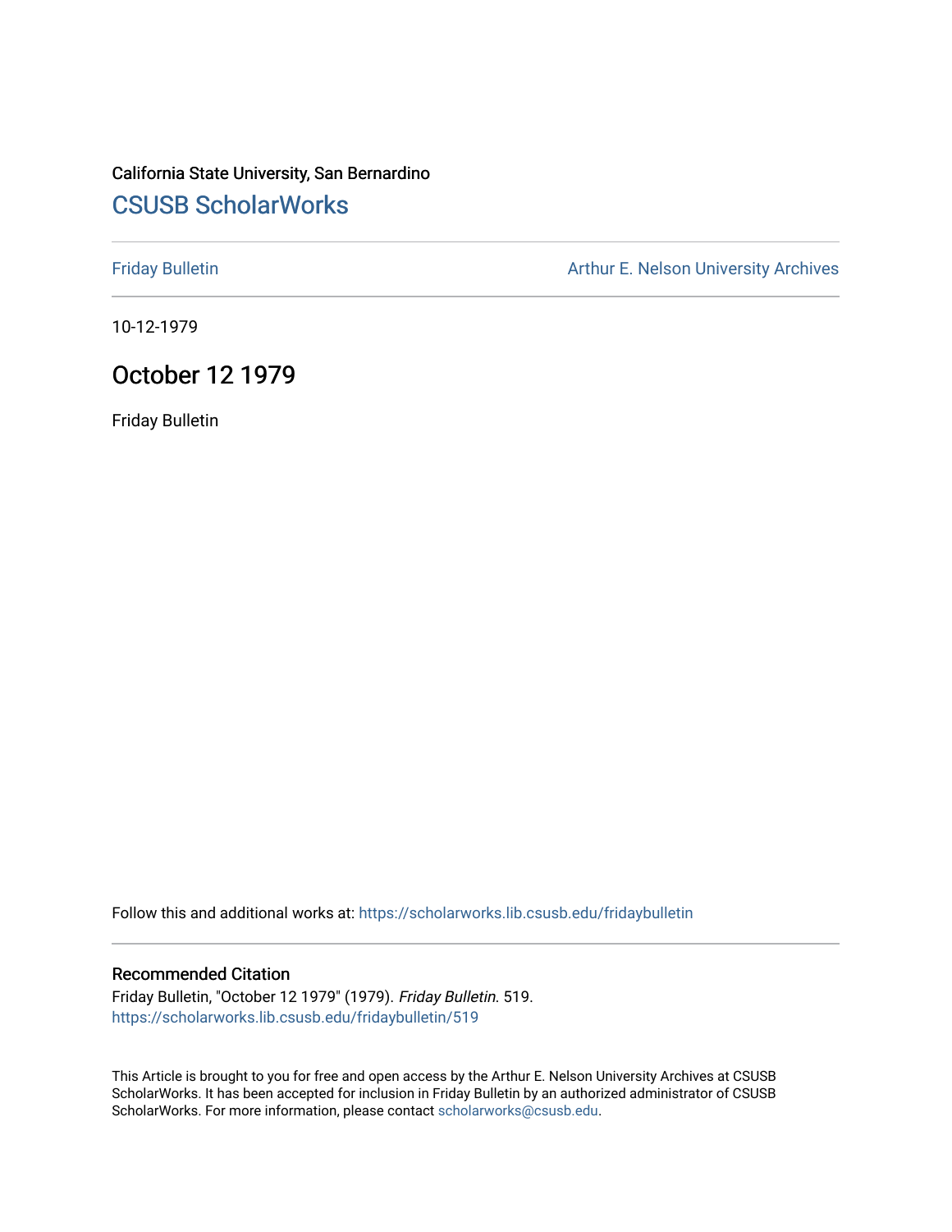California State University, San Bernardino

# CSUSB ScholarWorks

Friday Bulletin

Arthur E. Nelson University Archives

10-12-1979

## October 12 1979

Friday Bulletin

Follow this and additional works at: https://scholarworks.lib.csusb.edu/fridaybulletin

### Recommended Citation

Friday Bulletin, "October 12 1979" (1979). *Friday Bulletin*. 519.
https://scholarworks.lib.csusb.edu/fridaybulletin/519

This Article is brought to you for free and open access by the Arthur E. Nelson University Archives at CSUSB ScholarWorks. It has been accepted for inclusion in Friday Bulletin by an authorized administrator of CSUSB ScholarWorks. For more information, please contact scholarworks@csusb.edu.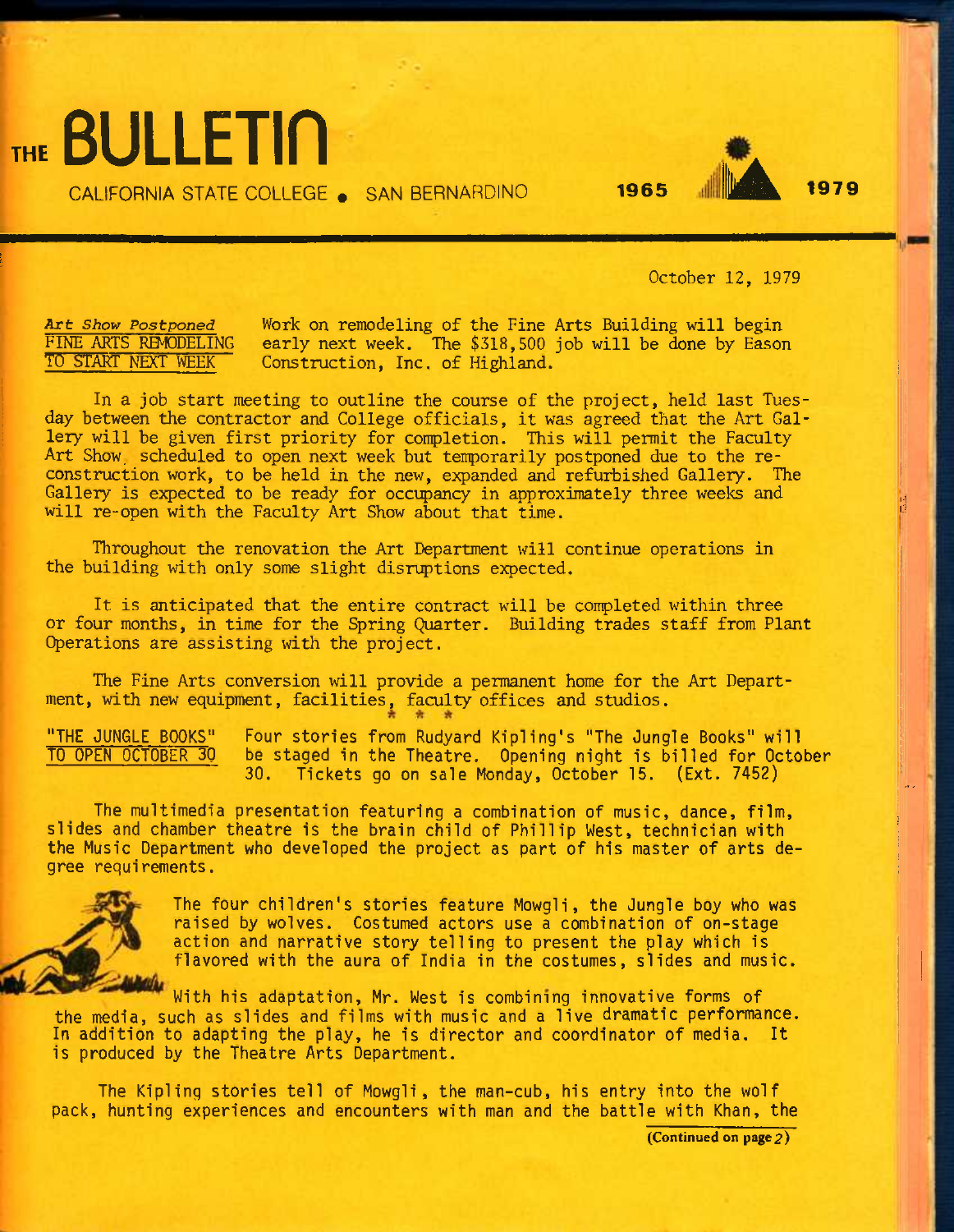# THE BULLETIN

CALIFORNIA STATE COLLEGE • SAN BERNARDINO 1965 1979

October 12, 1979

*Art Show Postponed*
**FINE ARTS REMODELING TO START NEXT WEEK**

Work on remodeling of the Fine Arts Building will begin early next week. The $318,500 job will be done by Eason Construction, Inc. of Highland.

In a job start meeting to outline the course of the project, held last Tuesday between the contractor and College officials, it was agreed that the Art Gallery will be given first priority for completion. This will permit the Faculty Art Show, scheduled to open next week but temporarily postponed due to the reconstruction work, to be held in the new, expanded and refurbished Gallery. The Gallery is expected to be ready for occupancy in approximately three weeks and will re-open with the Faculty Art Show about that time.

Throughout the renovation the Art Department will continue operations in the building with only some slight disruptions expected.

It is anticipated that the entire contract will be completed within three or four months, in time for the Spring Quarter. Building trades staff from Plant Operations are assisting with the project.

The Fine Arts conversion will provide a permanent home for the Art Department, with new equipment, facilities, faculty offices and studios.

\* \* \*

**"THE JUNGLE BOOKS" TO OPEN OCTOBER 30**

Four stories from Rudyard Kipling's "The Jungle Books" will be staged in the Theatre. Opening night is billed for October 30. Tickets go on sale Monday, October 15. (Ext. 7452)

The multimedia presentation featuring a combination of music, dance, film, slides and chamber theatre is the brain child of Phillip West, technician with the Music Department who developed the project as part of his master of arts degree requirements.

The four children's stories feature Mowgli, the Jungle boy who was raised by wolves. Costumed actors use a combination of on-stage action and narrative story telling to present the play which is flavored with the aura of India in the costumes, slides and music.

With his adaptation, Mr. West is combining innovative forms of the media, such as slides and films with music and a live dramatic performance. In addition to adapting the play, he is director and coordinator of media. It is produced by the Theatre Arts Department.

The Kipling stories tell of Mowgli, the man-cub, his entry into the wolf pack, hunting experiences and encounters with man and the battle with Khan, the

(Continued on page 2)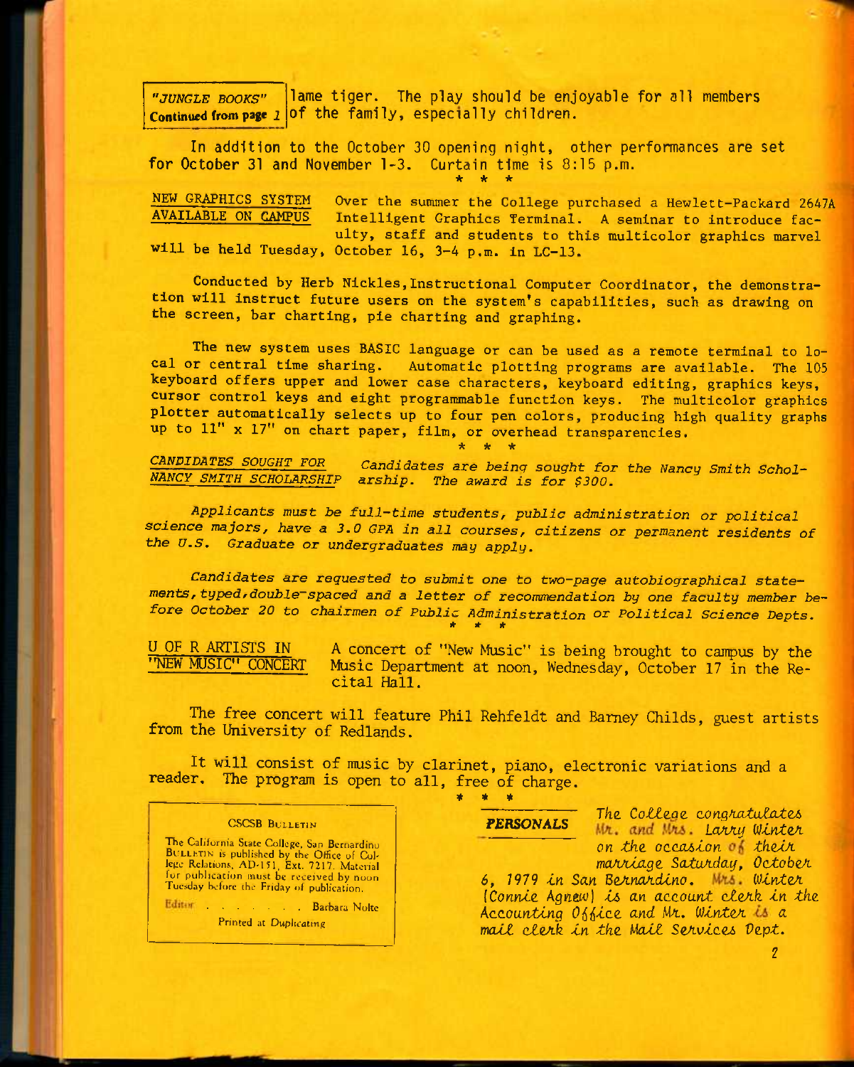"JUNGLE BOOKS" Continued from page 1

lame tiger. The play should be enjoyable for all members of the family, especially children.

In addition to the October 30 opening night, other performances are set for October 31 and November 1-3. Curtain time is 8:15 p.m.

\* \* \*

**NEW GRAPHICS SYSTEM AVAILABLE ON CAMPUS**

Over the summer the College purchased a Hewlett-Packard 2647A Intelligent Graphics Terminal. A seminar to introduce faculty, staff and students to this multicolor graphics marvel will be held Tuesday, October 16, 3-4 p.m. in LC-13.

Conducted by Herb Nickles, Instructional Computer Coordinator, the demonstration will instruct future users on the system's capabilities, such as drawing on the screen, bar charting, pie charting and graphing.

The new system uses BASIC language or can be used as a remote terminal to local or central time sharing. Automatic plotting programs are available. The 105 keyboard offers upper and lower case characters, keyboard editing, graphics keys, cursor control keys and eight programmable function keys. The multicolor graphics plotter automatically selects up to four pen colors, producing high quality graphs up to 11" x 17" on chart paper, film, or overhead transparencies.

\* \* \*

***CANDIDATES SOUGHT FOR NANCY SMITH SCHOLARSHIP***

*Candidates are being sought for the Nancy Smith Scholarship. The award is for $300.*

*Applicants must be full-time students, public administration or political science majors, have a 3.0 GPA in all courses, citizens or permanent residents of the U.S. Graduate or undergraduates may apply.*

*Candidates are requested to submit one to two-page autobiographical statements, typed, double-spaced and a letter of recommendation by one faculty member before October 20 to chairmen of Public Administration or Political Science Depts.*

\* \* \*

**U OF R ARTISTS IN "NEW MUSIC" CONCERT**

A concert of "New Music" is being brought to campus by the Music Department at noon, Wednesday, October 17 in the Recital Hall.

The free concert will feature Phil Rehfeldt and Barney Childs, guest artists from the University of Redlands.

It will consist of music by clarinet, piano, electronic variations and a reader. The program is open to all, free of charge.

\* \* \*

**CSCSB BULLETIN**

The California State College, San Bernardino BULLETIN is published by the Office of College Relations, AD-151, Ext. 7217. Material for publication must be received by noon Tuesday before the Friday of publication.

Editor . . . . . . . . Barbara Nolte

Printed at Duplicating

***PERSONALS***

*The College congratulates Mr. and Mrs. Larry Winter on the occasion of their marriage Saturday, October 6, 1979 in San Bernardino. Mrs. Winter (Connie Agnew) is an account clerk in the Accounting Office and Mr. Winter is a mail clerk in the Mail Services Dept.*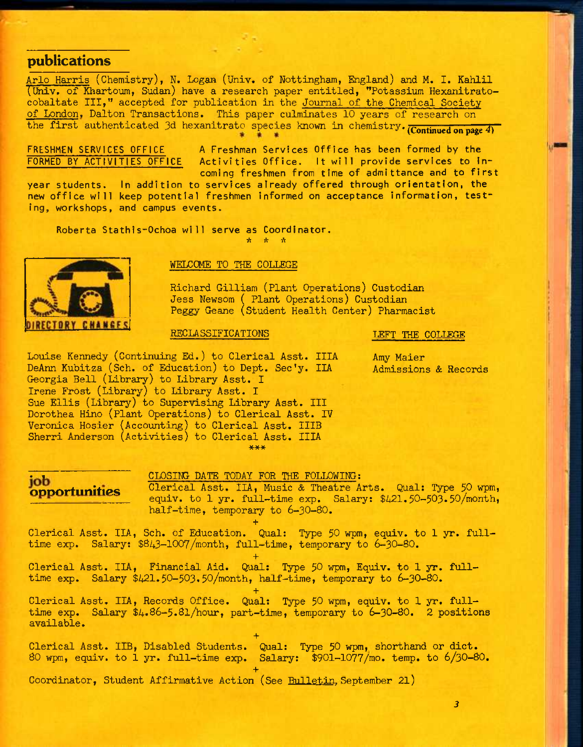## publications

Arlo Harris (Chemistry), N. Logan (Univ. of Nottingham, England) and M. I. Kahlil (Univ. of Khartoum, Sudan) have a research paper entitled, "Potassium Hexanitratocobaltate III," accepted for publication in the Journal of the Chemical Society of London, Dalton Transactions. This paper culminates 10 years of research on the first authenticated 3d hexanitrato species known in chemistry. (Continued on page 4)

\* \* \*

**FRESHMEN SERVICES OFFICE FORMED BY ACTIVITIES OFFICE**

A Freshman Services Office has been formed by the Activities Office. It will provide services to incoming freshmen from time of admittance and to first year students. In addition to services already offered through orientation, the new office will keep potential freshmen informed on acceptance information, testing, workshops, and campus events.

Roberta Stathis-Ochoa will serve as Coordinator.

\* \* \*

**DIRECTORY CHANGES**

WELCOME TO THE COLLEGE

Richard Gilliam (Plant Operations) Custodian
Jess Newsom (Plant Operations) Custodian
Peggy Geane (Student Health Center) Pharmacist

RECLASSIFICATIONS

Louise Kennedy (Continuing Ed.) to Clerical Asst. IIIA
DeAnn Kubitza (Sch. of Education) to Dept. Sec'y. IIA
Georgia Bell (Library) to Library Asst. I
Irene Frost (Library) to Library Asst. I
Sue Ellis (Library) to Supervising Library Asst. III
Dorothea Hino (Plant Operations) to Clerical Asst. IV
Veronica Hosier (Accounting) to Clerical Asst. IIIB
Sherri Anderson (Activities) to Clerical Asst. IIIA

LEFT THE COLLEGE

Amy Maier
Admissions & Records

\*\*\*

## job opportunities

CLOSING DATE TODAY FOR THE FOLLOWING:

Clerical Asst. IIA, Music & Theatre Arts. Qual: Type 50 wpm, equiv. to 1 yr. full-time exp. Salary: $421.50-503.50/month, half-time, temporary to 6-30-80.

\+

Clerical Asst. IIA, Sch. of Education. Qual: Type 50 wpm, equiv. to 1 yr. full-time exp. Salary: $843-1007/month, full-time, temporary to 6-30-80.

\+

Clerical Asst. IIA, Financial Aid. Qual: Type 50 wpm, Equiv. to 1 yr. full-time exp. Salary $421.50-503.50/month, half-time, temporary to 6-30-80.

\+

Clerical Asst. IIA, Records Office. Qual: Type 50 wpm, equiv. to 1 yr. full-time exp. Salary $4.86-5.81/hour, part-time, temporary to 6-30-80. 2 positions available.

\+

Clerical Asst. IIB, Disabled Students. Qual: Type 50 wpm, shorthand or dict. 80 wpm, equiv. to 1 yr. full-time exp. Salary: $901-1077/mo. temp. to 6/30-80.

\+

Coordinator, Student Affirmative Action (See Bulletin, September 21)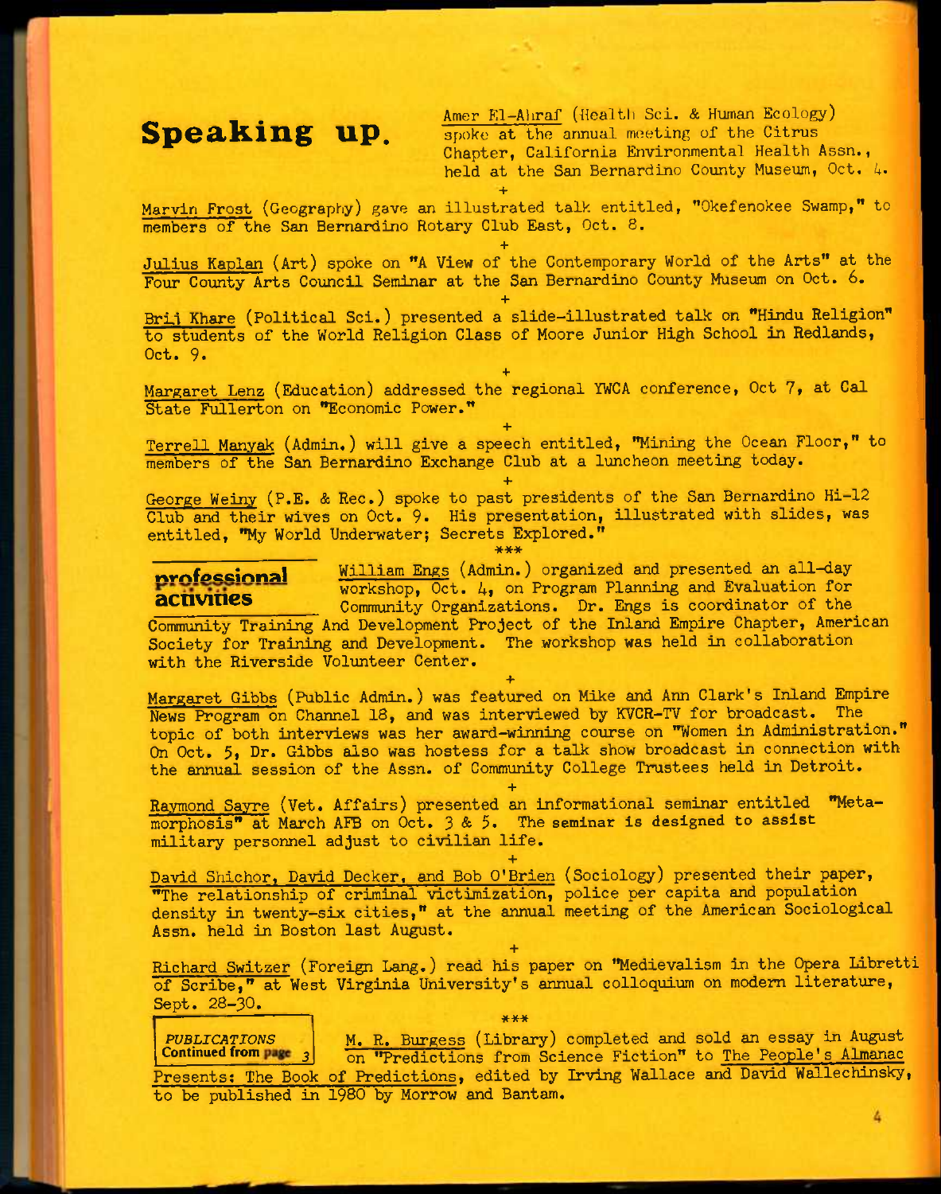## Speaking up.

Amer El-Ahraf (Health Sci. & Human Ecology) spoke at the annual meeting of the Citrus Chapter, California Environmental Health Assn., held at the San Bernardino County Museum, Oct. 4.

+

Marvin Frost (Geography) gave an illustrated talk entitled, "Okefenokee Swamp," to members of the San Bernardino Rotary Club East, Oct. 8.

+

Julius Kaplan (Art) spoke on "A View of the Contemporary World of the Arts" at the Four County Arts Council Seminar at the San Bernardino County Museum on Oct. 6.

+

Brij Khare (Political Sci.) presented a slide-illustrated talk on "Hindu Religion" to students of the World Religion Class of Moore Junior High School in Redlands, Oct. 9.

+

Margaret Lenz (Education) addressed the regional YWCA conference, Oct 7, at Cal State Fullerton on "Economic Power."

+

Terrell Manyak (Admin.) will give a speech entitled, "Mining the Ocean Floor," to members of the San Bernardino Exchange Club at a luncheon meeting today.

+

George Weiny (P.E. & Rec.) spoke to past presidents of the San Bernardino Hi-12 Club and their wives on Oct. 9. His presentation, illustrated with slides, was entitled, "My World Underwater; Secrets Explored."

***

## professional activities

William Engs (Admin.) organized and presented an all-day workshop, Oct. 4, on Program Planning and Evaluation for Community Organizations. Dr. Engs is coordinator of the Community Training And Development Project of the Inland Empire Chapter, American Society for Training and Development. The workshop was held in collaboration with the Riverside Volunteer Center.

+

Margaret Gibbs (Public Admin.) was featured on Mike and Ann Clark's Inland Empire News Program on Channel 18, and was interviewed by KVCR-TV for broadcast. The topic of both interviews was her award-winning course on "Women in Administration." On Oct. 5, Dr. Gibbs also was hostess for a talk show broadcast in connection with the annual session of the Assn. of Community College Trustees held in Detroit.

+

Raymond Sayre (Vet. Affairs) presented an informational seminar entitled "Metamorphosis" at March AFB on Oct. 3 & 5. The seminar is designed to assist military personnel adjust to civilian life.

+

David Shichor, David Decker, and Bob O'Brien (Sociology) presented their paper, "The relationship of criminal victimization, police per capita and population density in twenty-six cities," at the annual meeting of the American Sociological Assn. held in Boston last August.

+

Richard Switzer (Foreign Lang.) read his paper on "Medievalism in the Opera Libretti of Scribe," at West Virginia University's annual colloquium on modern literature, Sept. 28-30.

***

*PUBLICATIONS*
**Continued from page 3**

M. R. Burgess (Library) completed and sold an essay in August on "Predictions from Science Fiction" to The People's Almanac Presents: The Book of Predictions, edited by Irving Wallace and David Wallechinsky, to be published in 1980 by Morrow and Bantam.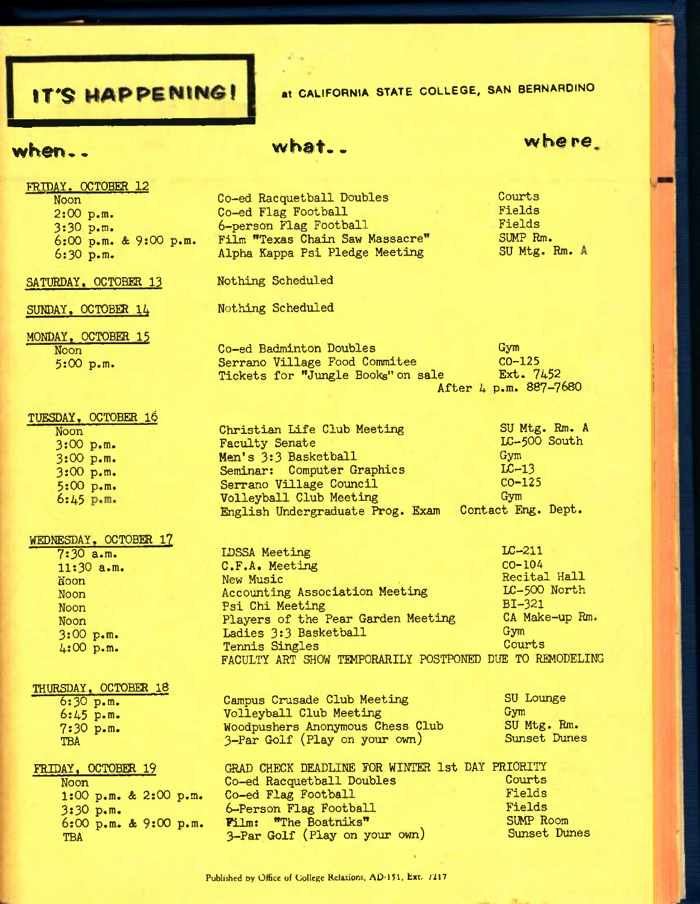# IT'S HAPPENING!

at CALIFORNIA STATE COLLEGE, SAN BERNARDINO

| when.. | what.. | where. |
|---|---|---|
| **FRIDAY, OCTOBER 12** | | |
| Noon | Co-ed Racquetball Doubles | Courts |
| 2:00 p.m. | Co-ed Flag Football | Fields |
| 3:30 p.m. | 6-person Flag Football | Fields |
| 6:00 p.m. & 9:00 p.m. | Film "Texas Chain Saw Massacre" | SUMP Rm. |
| 6:30 p.m. | Alpha Kappa Psi Pledge Meeting | SU Mtg. Rm. A |
| **SATURDAY, OCTOBER 13** | Nothing Scheduled | |
| **SUNDAY, OCTOBER 14** | Nothing Scheduled | |
| **MONDAY, OCTOBER 15** | | |
| Noon | Co-ed Badminton Doubles | Gym |
| 5:00 p.m. | Serrano Village Food Commitee | CO-125 |
| | Tickets for "Jungle Books" on sale | Ext. 7452 After 4 p.m. 887-7680 |
| **TUESDAY, OCTOBER 16** | | |
| Noon | Christian Life Club Meeting | SU Mtg. Rm. A |
| 3:00 p.m. | Faculty Senate | LC-500 South |
| 3:00 p.m. | Men's 3:3 Basketball | Gym |
| 3:00 p.m. | Seminar: Computer Graphics | LC-13 |
| 5:00 p.m. | Serrano Village Council | CO-125 |
| 6:45 p.m. | Volleyball Club Meeting | Gym |
| | English Undergraduate Prog. Exam | Contact Eng. Dept. |
| **WEDNESDAY, OCTOBER 17** | | |
| 7:30 a.m. | LDSSA Meeting | LC-211 |
| 11:30 a.m. | C.F.A. Meeting | CO-104 |
| Noon | New Music | Recital Hall |
| Noon | Accounting Association Meeting | LC-500 North |
| Noon | Psi Chi Meeting | BI-321 |
| Noon | Players of the Pear Garden Meeting | CA Make-up Rm. |
| 3:00 p.m. | Ladies 3:3 Basketball | Gym |
| 4:00 p.m. | Tennis Singles | Courts |
| | FACULTY ART SHOW TEMPORARILY POSTPONED DUE TO REMODELING | |
| **THURSDAY, OCTOBER 18** | | |
| 6:30 p.m. | Campus Crusade Club Meeting | SU Lounge |
| 6:45 p.m. | Volleyball Club Meeting | Gym |
| 7:30 p.m. | Woodpushers Anonymous Chess Club | SU Mtg. Rm. |
| TBA | 3-Par Golf (Play on your own) | Sunset Dunes |
| **FRIDAY, OCTOBER 19** | | |
| | GRAD CHECK DEADLINE FOR WINTER 1st DAY PRIORITY | |
| Noon | Co-ed Racquetball Doubles | Courts |
| 1:00 p.m. & 2:00 p.m. | Co-ed Flag Football | Fields |
| 3:30 p.m. | 6-Person Flag Football | Fields |
| 6:00 p.m. & 9:00 p.m. | Film: "The Boatniks" | SUMP Room |
| TBA | 3-Par Golf (Play on your own) | Sunset Dunes |

Published by Office of College Relations, AD-151, Ext. 7217